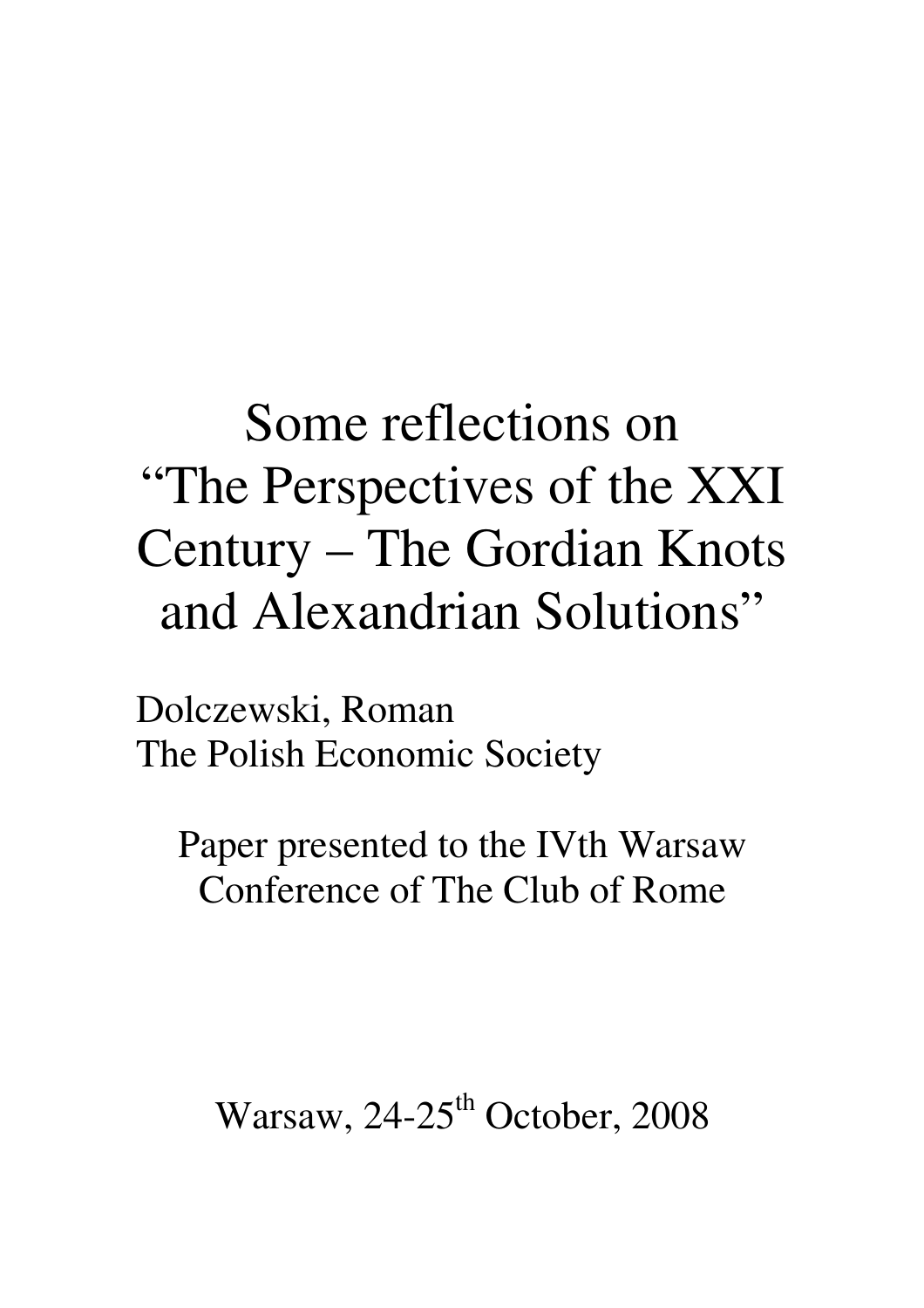# Some reflections on "The Perspectives of the XXI Century – The Gordian Knots and Alexandrian Solutions"

Dolczewski, Roman
The Polish Economic Society

Paper presented to the IVth Warsaw Conference of The Club of Rome

Warsaw, 24-25$^{th}$ October, 2008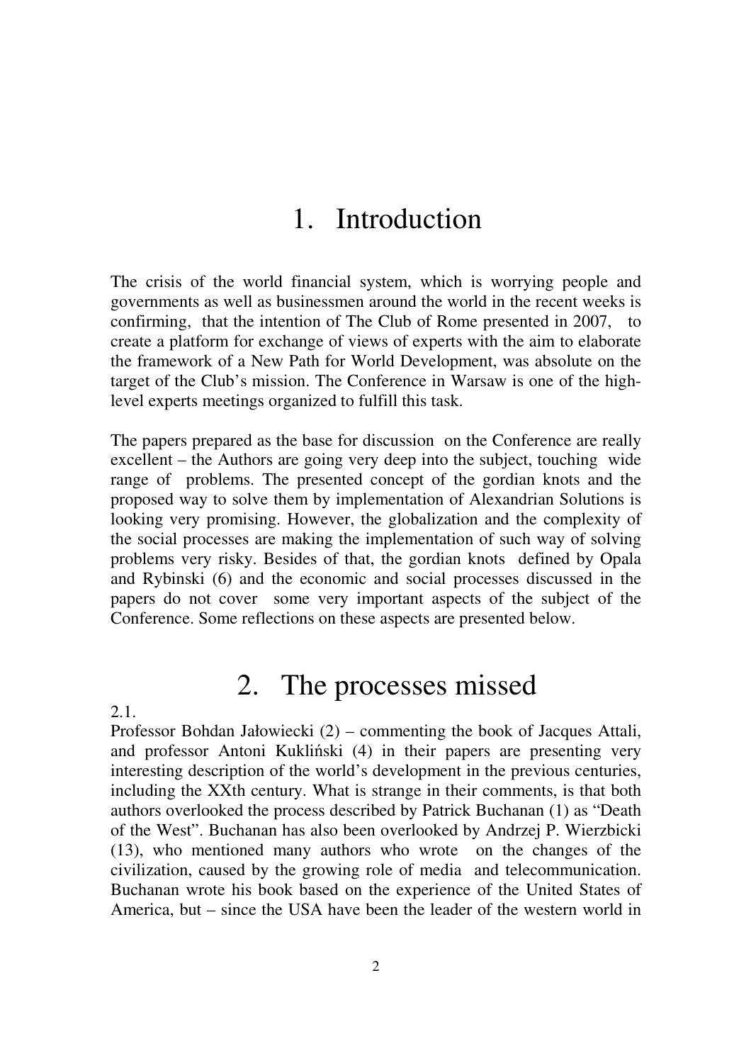# 1. Introduction

The crisis of the world financial system, which is worrying people and governments as well as businessmen around the world in the recent weeks is confirming, that the intention of The Club of Rome presented in 2007, to create a platform for exchange of views of experts with the aim to elaborate the framework of a New Path for World Development, was absolute on the target of the Club's mission. The Conference in Warsaw is one of the high-level experts meetings organized to fulfill this task.

The papers prepared as the base for discussion on the Conference are really excellent – the Authors are going very deep into the subject, touching wide range of problems. The presented concept of the gordian knots and the proposed way to solve them by implementation of Alexandrian Solutions is looking very promising. However, the globalization and the complexity of the social processes are making the implementation of such way of solving problems very risky. Besides of that, the gordian knots defined by Opala and Rybinski (6) and the economic and social processes discussed in the papers do not cover some very important aspects of the subject of the Conference. Some reflections on these aspects are presented below.

# 2. The processes missed

2.1.

Professor Bohdan Jałowiecki (2) – commenting the book of Jacques Attali, and professor Antoni Kukliński (4) in their papers are presenting very interesting description of the world's development in the previous centuries, including the XXth century. What is strange in their comments, is that both authors overlooked the process described by Patrick Buchanan (1) as "Death of the West". Buchanan has also been overlooked by Andrzej P. Wierzbicki (13), who mentioned many authors who wrote on the changes of the civilization, caused by the growing role of media and telecommunication. Buchanan wrote his book based on the experience of the United States of America, but – since the USA have been the leader of the western world in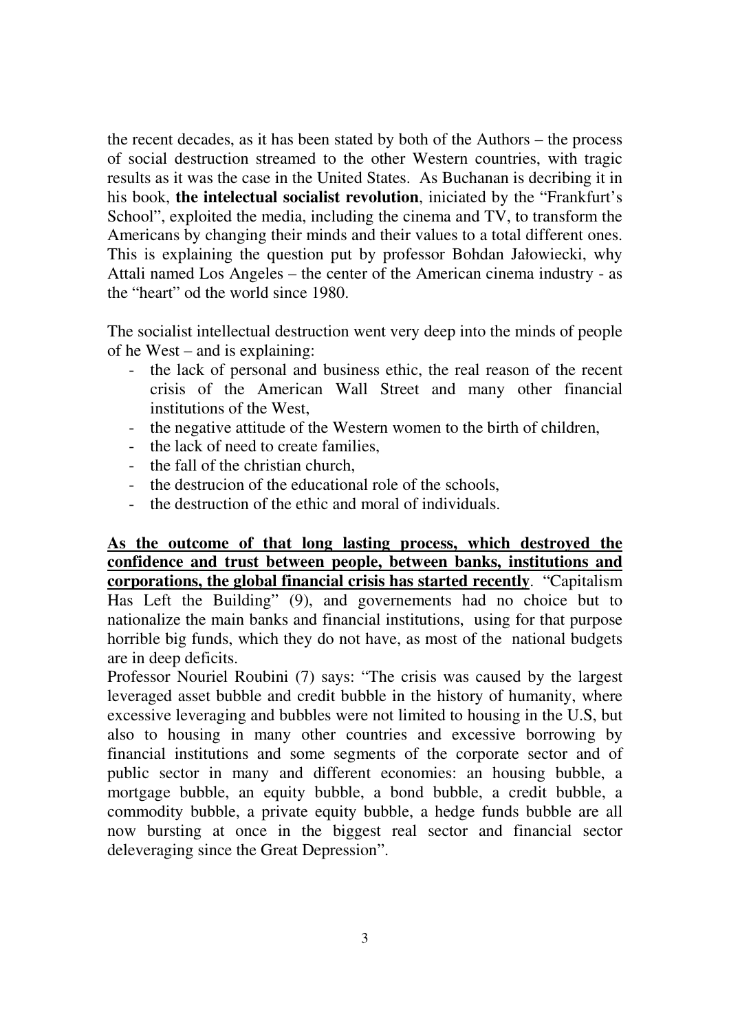the recent decades, as it has been stated by both of the Authors – the process of social destruction streamed to the other Western countries, with tragic results as it was the case in the United States. As Buchanan is decribing it in his book, **the intelectual socialist revolution**, iniciated by the "Frankfurt's School", exploited the media, including the cinema and TV, to transform the Americans by changing their minds and their values to a total different ones. This is explaining the question put by professor Bohdan Jałowiecki, why Attali named Los Angeles – the center of the American cinema industry - as the "heart" od the world since 1980.

The socialist intellectual destruction went very deep into the minds of people of he West – and is explaining:

- the lack of personal and business ethic, the real reason of the recent crisis of the American Wall Street and many other financial institutions of the West,
- the negative attitude of the Western women to the birth of children,
- the lack of need to create families,
- the fall of the christian church,
- the destrucion of the educational role of the schools,
- the destruction of the ethic and moral of individuals.

<u>**As the outcome of that long lasting process, which destroyed the confidence and trust between people, between banks, institutions and corporations, the global financial crisis has started recently**</u>. "Capitalism Has Left the Building" (9), and governements had no choice but to nationalize the main banks and financial institutions, using for that purpose horrible big funds, which they do not have, as most of the national budgets are in deep deficits.

Professor Nouriel Roubini (7) says: "The crisis was caused by the largest leveraged asset bubble and credit bubble in the history of humanity, where excessive leveraging and bubbles were not limited to housing in the U.S, but also to housing in many other countries and excessive borrowing by financial institutions and some segments of the corporate sector and of public sector in many and different economies: an housing bubble, a mortgage bubble, an equity bubble, a bond bubble, a credit bubble, a commodity bubble, a private equity bubble, a hedge funds bubble are all now bursting at once in the biggest real sector and financial sector deleveraging since the Great Depression".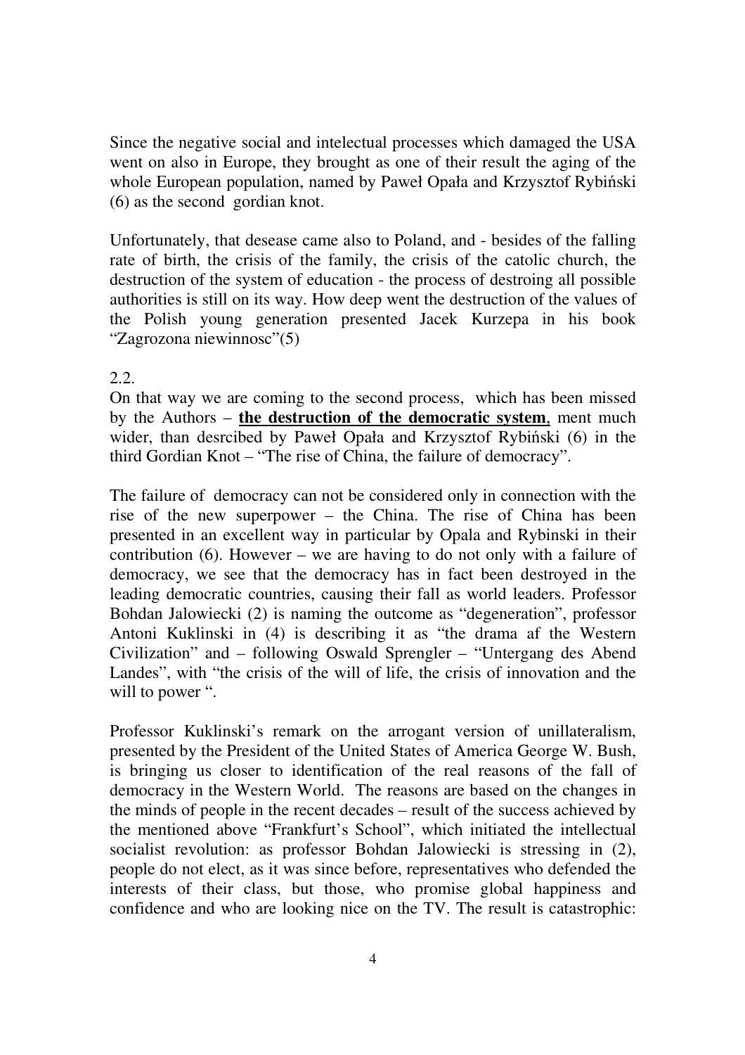Since the negative social and intelectual processes which damaged the USA went on also in Europe, they brought as one of their result the aging of the whole European population, named by Paweł Opała and Krzysztof Rybiński (6) as the second gordian knot.

Unfortunately, that desease came also to Poland, and - besides of the falling rate of birth, the crisis of the family, the crisis of the catolic church, the destruction of the system of education - the process of destroing all possible authorities is still on its way. How deep went the destruction of the values of the Polish young generation presented Jacek Kurzepa in his book "Zagrozona niewinnosc"(5)

2.2.

On that way we are coming to the second process, which has been missed by the Authors – **<u>the destruction of the democratic system</u>**, ment much wider, than desrcibed by Paweł Opała and Krzysztof Rybiński (6) in the third Gordian Knot – "The rise of China, the failure of democracy".

The failure of democracy can not be considered only in connection with the rise of the new superpower – the China. The rise of China has been presented in an excellent way in particular by Opala and Rybinski in their contribution (6). However – we are having to do not only with a failure of democracy, we see that the democracy has in fact been destroyed in the leading democratic countries, causing their fall as world leaders. Professor Bohdan Jalowiecki (2) is naming the outcome as "degeneration", professor Antoni Kuklinski in (4) is describing it as "the drama af the Western Civilization" and – following Oswald Sprengler – "Untergang des Abend Landes", with "the crisis of the will of life, the crisis of innovation and the will to power ".

Professor Kuklinski's remark on the arrogant version of unillateralism, presented by the President of the United States of America George W. Bush, is bringing us closer to identification of the real reasons of the fall of democracy in the Western World. The reasons are based on the changes in the minds of people in the recent decades – result of the success achieved by the mentioned above "Frankfurt's School", which initiated the intellectual socialist revolution: as professor Bohdan Jalowiecki is stressing in (2), people do not elect, as it was since before, representatives who defended the interests of their class, but those, who promise global happiness and confidence and who are looking nice on the TV. The result is catastrophic: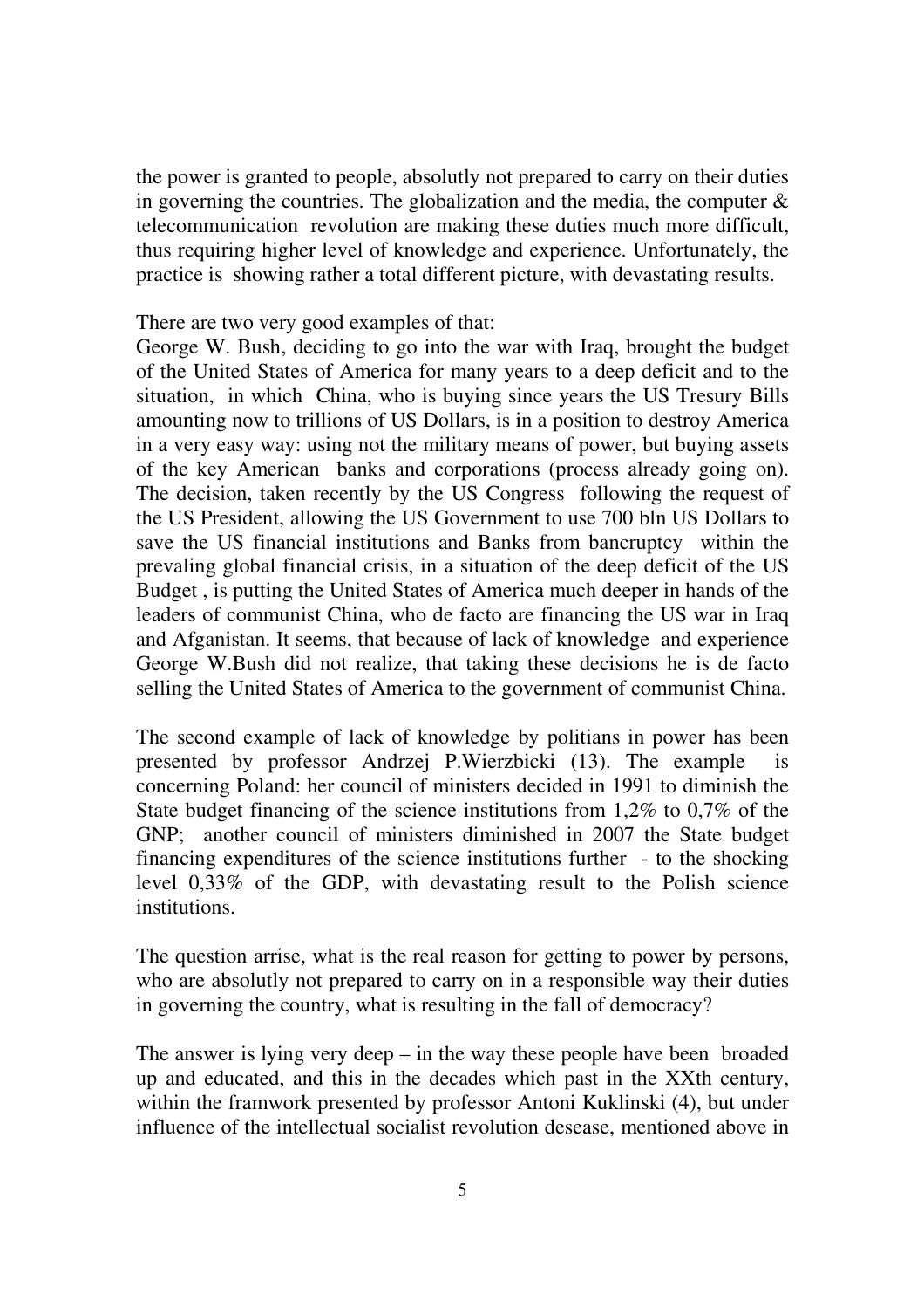the power is granted to people, absolutly not prepared to carry on their duties in governing the countries. The globalization and the media, the computer & telecommunication revolution are making these duties much more difficult, thus requiring higher level of knowledge and experience. Unfortunately, the practice is showing rather a total different picture, with devastating results.

There are two very good examples of that:
George W. Bush, deciding to go into the war with Iraq, brought the budget of the United States of America for many years to a deep deficit and to the situation, in which China, who is buying since years the US Tresury Bills amounting now to trillions of US Dollars, is in a position to destroy America in a very easy way: using not the military means of power, but buying assets of the key American banks and corporations (process already going on). The decision, taken recently by the US Congress following the request of the US President, allowing the US Government to use 700 bln US Dollars to save the US financial institutions and Banks from bancruptcy within the prevaling global financial crisis, in a situation of the deep deficit of the US Budget , is putting the United States of America much deeper in hands of the leaders of communist China, who de facto are financing the US war in Iraq and Afganistan. It seems, that because of lack of knowledge and experience George W.Bush did not realize, that taking these decisions he is de facto selling the United States of America to the government of communist China.

The second example of lack of knowledge by politians in power has been presented by professor Andrzej P.Wierzbicki (13). The example is concerning Poland: her council of ministers decided in 1991 to diminish the State budget financing of the science institutions from 1,2% to 0,7% of the GNP; another council of ministers diminished in 2007 the State budget financing expenditures of the science institutions further - to the shocking level 0,33% of the GDP, with devastating result to the Polish science institutions.

The question arrise, what is the real reason for getting to power by persons, who are absolutly not prepared to carry on in a responsible way their duties in governing the country, what is resulting in the fall of democracy?

The answer is lying very deep – in the way these people have been broaded up and educated, and this in the decades which past in the XXth century, within the framwork presented by professor Antoni Kuklinski (4), but under influence of the intellectual socialist revolution desease, mentioned above in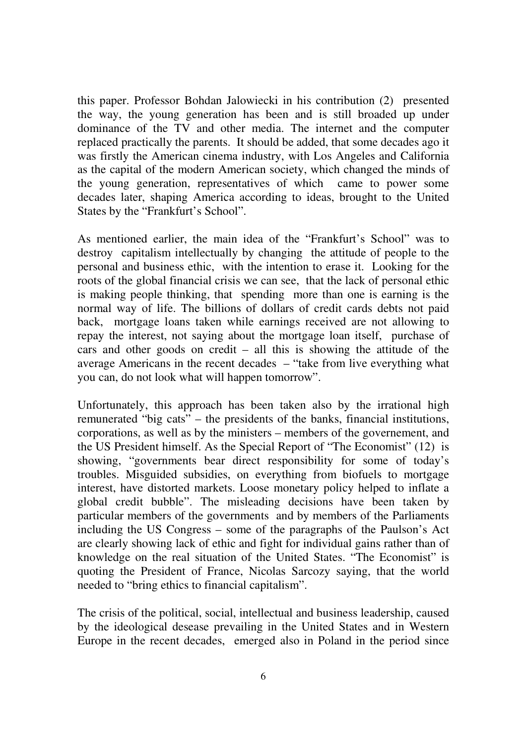this paper. Professor Bohdan Jalowiecki in his contribution (2) presented the way, the young generation has been and is still broaded up under dominance of the TV and other media. The internet and the computer replaced practically the parents. It should be added, that some decades ago it was firstly the American cinema industry, with Los Angeles and California as the capital of the modern American society, which changed the minds of the young generation, representatives of which came to power some decades later, shaping America according to ideas, brought to the United States by the "Frankfurt's School".

As mentioned earlier, the main idea of the "Frankfurt's School" was to destroy capitalism intellectually by changing the attitude of people to the personal and business ethic, with the intention to erase it. Looking for the roots of the global financial crisis we can see, that the lack of personal ethic is making people thinking, that spending more than one is earning is the normal way of life. The billions of dollars of credit cards debts not paid back, mortgage loans taken while earnings received are not allowing to repay the interest, not saying about the mortgage loan itself, purchase of cars and other goods on credit – all this is showing the attitude of the average Americans in the recent decades – "take from live everything what you can, do not look what will happen tomorrow".

Unfortunately, this approach has been taken also by the irrational high remunerated "big cats" – the presidents of the banks, financial institutions, corporations, as well as by the ministers – members of the governement, and the US President himself. As the Special Report of "The Economist" (12) is showing, "governments bear direct responsibility for some of today's troubles. Misguided subsidies, on everything from biofuels to mortgage interest, have distorted markets. Loose monetary policy helped to inflate a global credit bubble". The misleading decisions have been taken by particular members of the governments and by members of the Parliaments including the US Congress – some of the paragraphs of the Paulson's Act are clearly showing lack of ethic and fight for individual gains rather than of knowledge on the real situation of the United States. "The Economist" is quoting the President of France, Nicolas Sarcozy saying, that the world needed to "bring ethics to financial capitalism".

The crisis of the political, social, intellectual and business leadership, caused by the ideological desease prevailing in the United States and in Western Europe in the recent decades, emerged also in Poland in the period since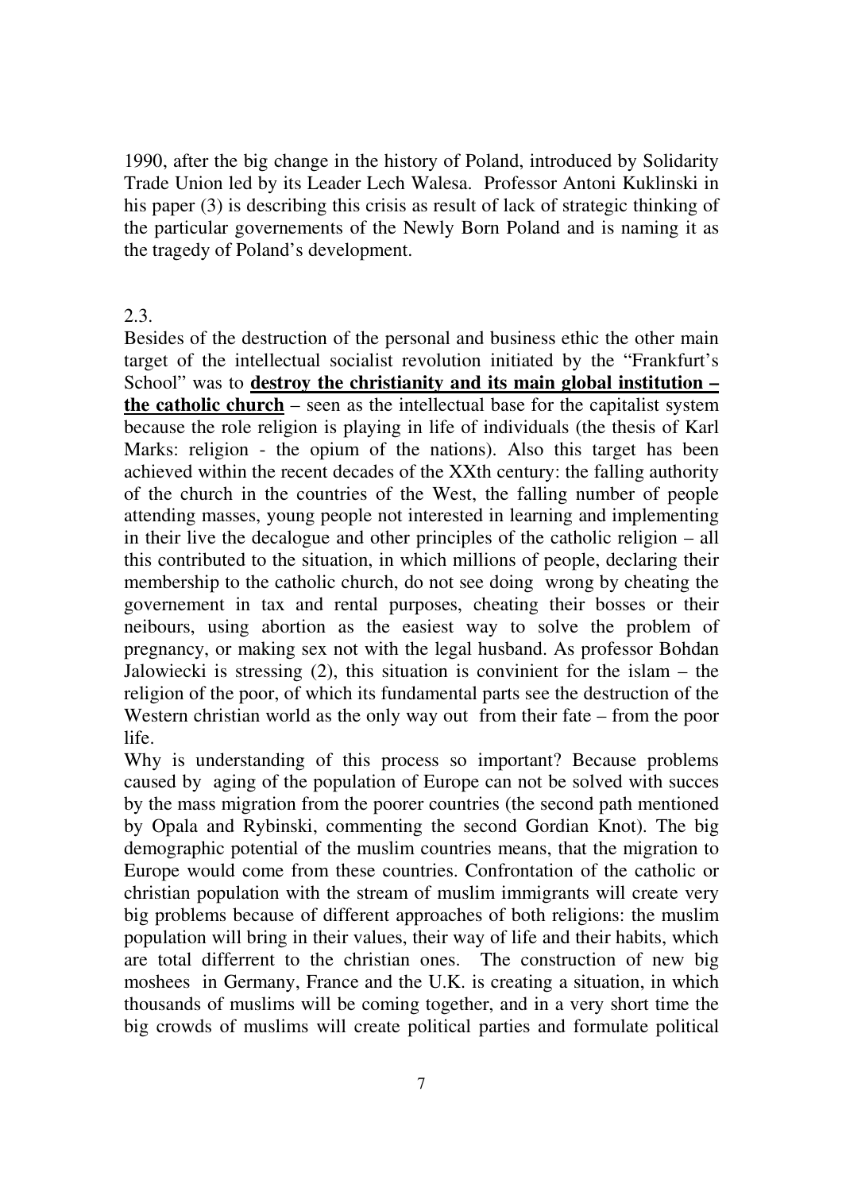1990, after the big change in the history of Poland, introduced by Solidarity Trade Union led by its Leader Lech Walesa. Professor Antoni Kuklinski in his paper (3) is describing this crisis as result of lack of strategic thinking of the particular governements of the Newly Born Poland and is naming it as the tragedy of Poland's development.

2.3.

Besides of the destruction of the personal and business ethic the other main target of the intellectual socialist revolution initiated by the "Frankfurt's School" was to **destroy the christianity and its main global institution – the catholic church** – seen as the intellectual base for the capitalist system because the role religion is playing in life of individuals (the thesis of Karl Marks: religion - the opium of the nations). Also this target has been achieved within the recent decades of the XXth century: the falling authority of the church in the countries of the West, the falling number of people attending masses, young people not interested in learning and implementing in their live the decalogue and other principles of the catholic religion – all this contributed to the situation, in which millions of people, declaring their membership to the catholic church, do not see doing wrong by cheating the governement in tax and rental purposes, cheating their bosses or their neibours, using abortion as the easiest way to solve the problem of pregnancy, or making sex not with the legal husband. As professor Bohdan Jalowiecki is stressing (2), this situation is convinient for the islam – the religion of the poor, of which its fundamental parts see the destruction of the Western christian world as the only way out from their fate – from the poor life.

Why is understanding of this process so important? Because problems caused by aging of the population of Europe can not be solved with succes by the mass migration from the poorer countries (the second path mentioned by Opala and Rybinski, commenting the second Gordian Knot). The big demographic potential of the muslim countries means, that the migration to Europe would come from these countries. Confrontation of the catholic or christian population with the stream of muslim immigrants will create very big problems because of different approaches of both religions: the muslim population will bring in their values, their way of life and their habits, which are total differrent to the christian ones. The construction of new big moshees in Germany, France and the U.K. is creating a situation, in which thousands of muslims will be coming together, and in a very short time the big crowds of muslims will create political parties and formulate political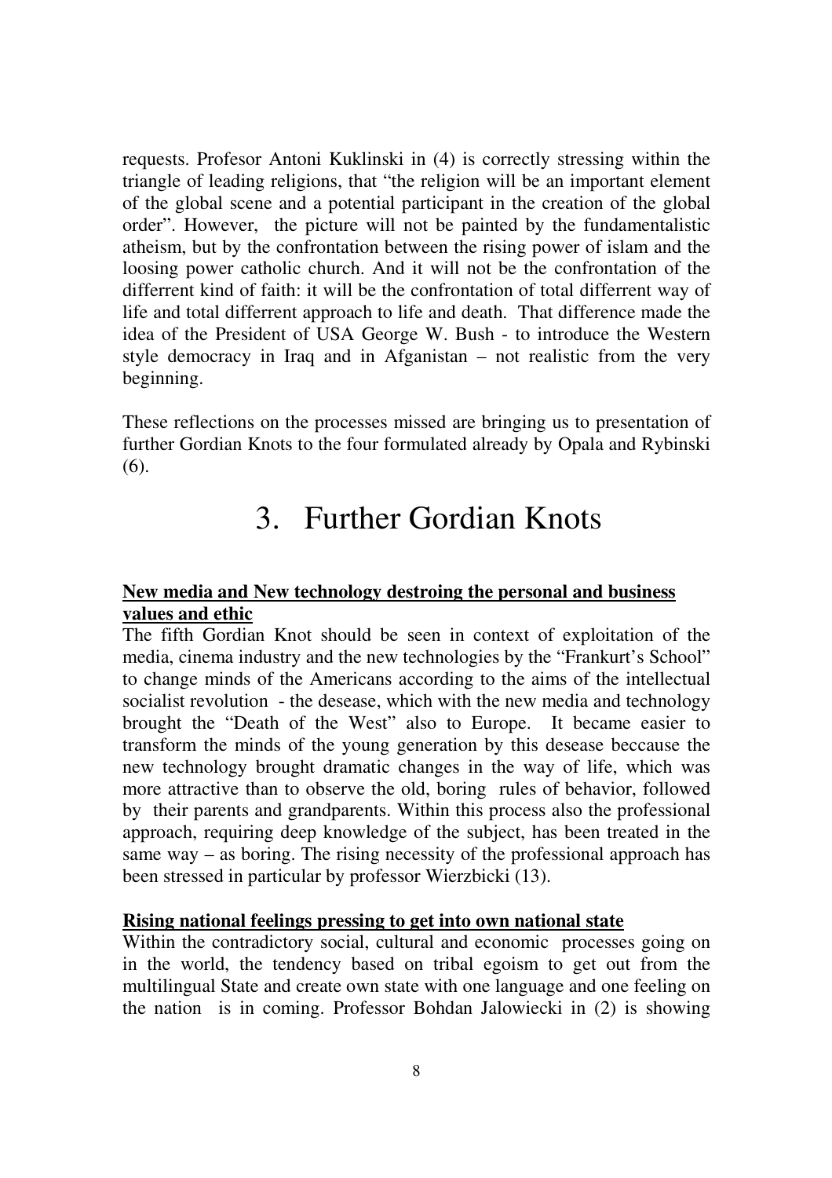requests. Profesor Antoni Kuklinski in (4) is correctly stressing within the triangle of leading religions, that "the religion will be an important element of the global scene and a potential participant in the creation of the global order". However, the picture will not be painted by the fundamentalistic atheism, but by the confrontation between the rising power of islam and the loosing power catholic church. And it will not be the confrontation of the differrent kind of faith: it will be the confrontation of total differrent way of life and total differrent approach to life and death. That difference made the idea of the President of USA George W. Bush - to introduce the Western style democracy in Iraq and in Afganistan – not realistic from the very beginning.

These reflections on the processes missed are bringing us to presentation of further Gordian Knots to the four formulated already by Opala and Rybinski (6).

# 3. Further Gordian Knots

**New media and New technology destroing the personal and business values and ethic**

The fifth Gordian Knot should be seen in context of exploitation of the media, cinema industry and the new technologies by the "Frankurt's School" to change minds of the Americans according to the aims of the intellectual socialist revolution - the desease, which with the new media and technology brought the "Death of the West" also to Europe. It became easier to transform the minds of the young generation by this desease beccause the new technology brought dramatic changes in the way of life, which was more attractive than to observe the old, boring rules of behavior, followed by their parents and grandparents. Within this process also the professional approach, requiring deep knowledge of the subject, has been treated in the same way – as boring. The rising necessity of the professional approach has been stressed in particular by professor Wierzbicki (13).

**Rising national feelings pressing to get into own national state**

Within the contradictory social, cultural and economic processes going on in the world, the tendency based on tribal egoism to get out from the multilingual State and create own state with one language and one feeling on the nation is in coming. Professor Bohdan Jalowiecki in (2) is showing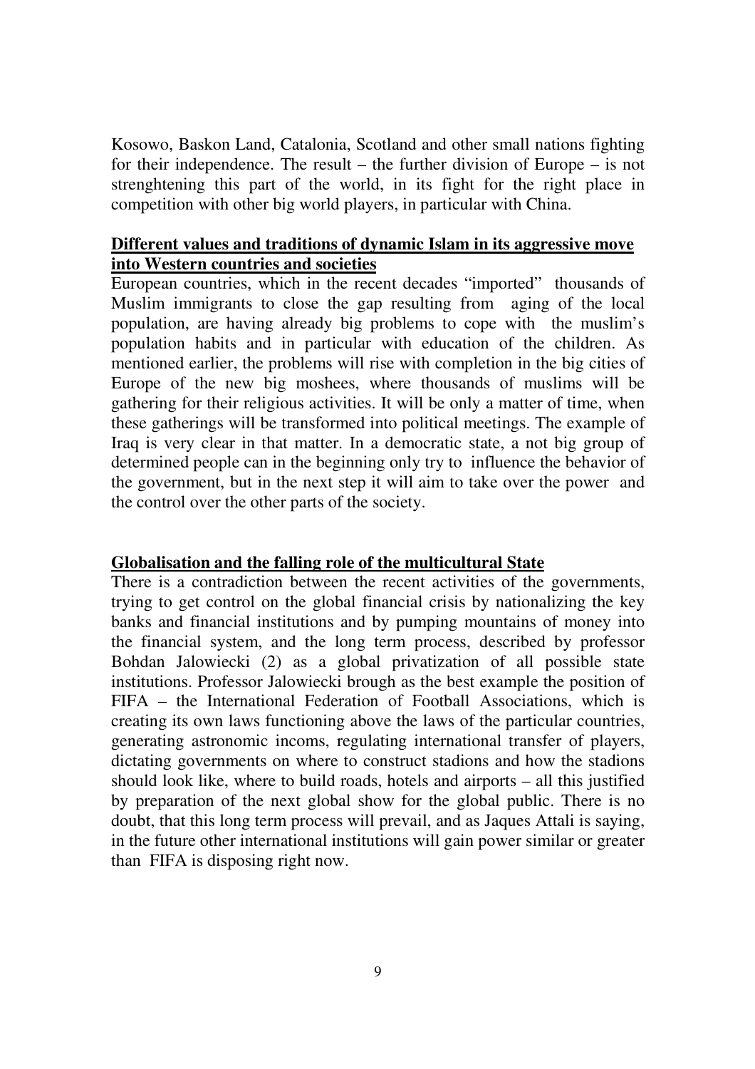Kosowo, Baskon Land, Catalonia, Scotland and other small nations fighting for their independence. The result – the further division of Europe – is not strenghtening this part of the world, in its fight for the right place in competition with other big world players, in particular with China.

**Different values and traditions of dynamic Islam in its aggressive move into Western countries and societies**

European countries, which in the recent decades "imported" thousands of Muslim immigrants to close the gap resulting from aging of the local population, are having already big problems to cope with the muslim's population habits and in particular with education of the children. As mentioned earlier, the problems will rise with completion in the big cities of Europe of the new big moshees, where thousands of muslims will be gathering for their religious activities. It will be only a matter of time, when these gatherings will be transformed into political meetings. The example of Iraq is very clear in that matter. In a democratic state, a not big group of determined people can in the beginning only try to influence the behavior of the government, but in the next step it will aim to take over the power and the control over the other parts of the society.

**Globalisation and the falling role of the multicultural State**

There is a contradiction between the recent activities of the governments, trying to get control on the global financial crisis by nationalizing the key banks and financial institutions and by pumping mountains of money into the financial system, and the long term process, described by professor Bohdan Jalowiecki (2) as a global privatization of all possible state institutions. Professor Jalowiecki brough as the best example the position of FIFA – the International Federation of Football Associations, which is creating its own laws functioning above the laws of the particular countries, generating astronomic incoms, regulating international transfer of players, dictating governments on where to construct stadions and how the stadions should look like, where to build roads, hotels and airports – all this justified by preparation of the next global show for the global public. There is no doubt, that this long term process will prevail, and as Jaques Attali is saying, in the future other international institutions will gain power similar or greater than FIFA is disposing right now.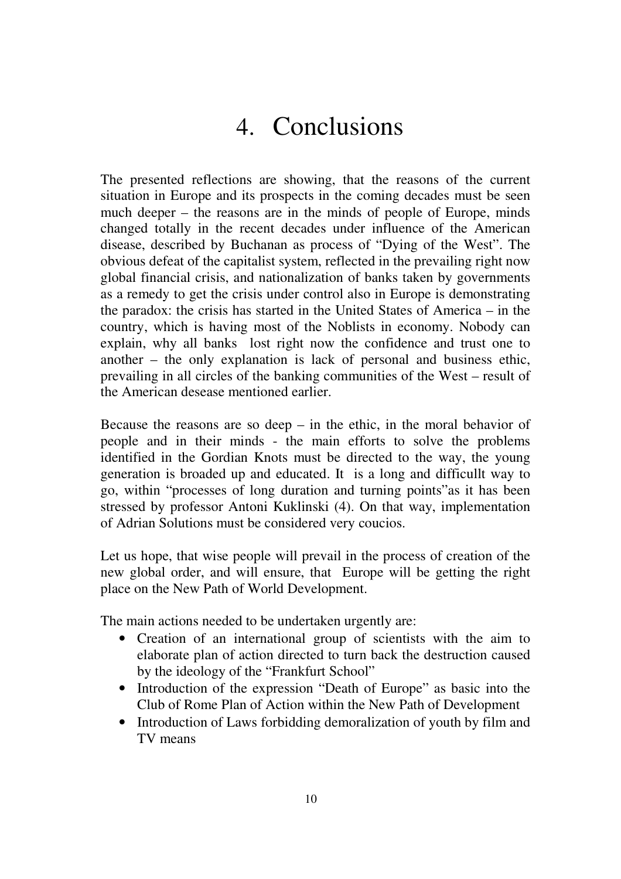# 4. Conclusions

The presented reflections are showing, that the reasons of the current situation in Europe and its prospects in the coming decades must be seen much deeper – the reasons are in the minds of people of Europe, minds changed totally in the recent decades under influence of the American disease, described by Buchanan as process of "Dying of the West". The obvious defeat of the capitalist system, reflected in the prevailing right now global financial crisis, and nationalization of banks taken by governments as a remedy to get the crisis under control also in Europe is demonstrating the paradox: the crisis has started in the United States of America – in the country, which is having most of the Noblists in economy. Nobody can explain, why all banks lost right now the confidence and trust one to another – the only explanation is lack of personal and business ethic, prevailing in all circles of the banking communities of the West – result of the American desease mentioned earlier.

Because the reasons are so deep – in the ethic, in the moral behavior of people and in their minds - the main efforts to solve the problems identified in the Gordian Knots must be directed to the way, the young generation is broaded up and educated. It is a long and difficullt way to go, within "processes of long duration and turning points"as it has been stressed by professor Antoni Kuklinski (4). On that way, implementation of Adrian Solutions must be considered very coucios.

Let us hope, that wise people will prevail in the process of creation of the new global order, and will ensure, that Europe will be getting the right place on the New Path of World Development.

The main actions needed to be undertaken urgently are:

- Creation of an international group of scientists with the aim to elaborate plan of action directed to turn back the destruction caused by the ideology of the "Frankfurt School"
- Introduction of the expression "Death of Europe" as basic into the Club of Rome Plan of Action within the New Path of Development
- Introduction of Laws forbidding demoralization of youth by film and TV means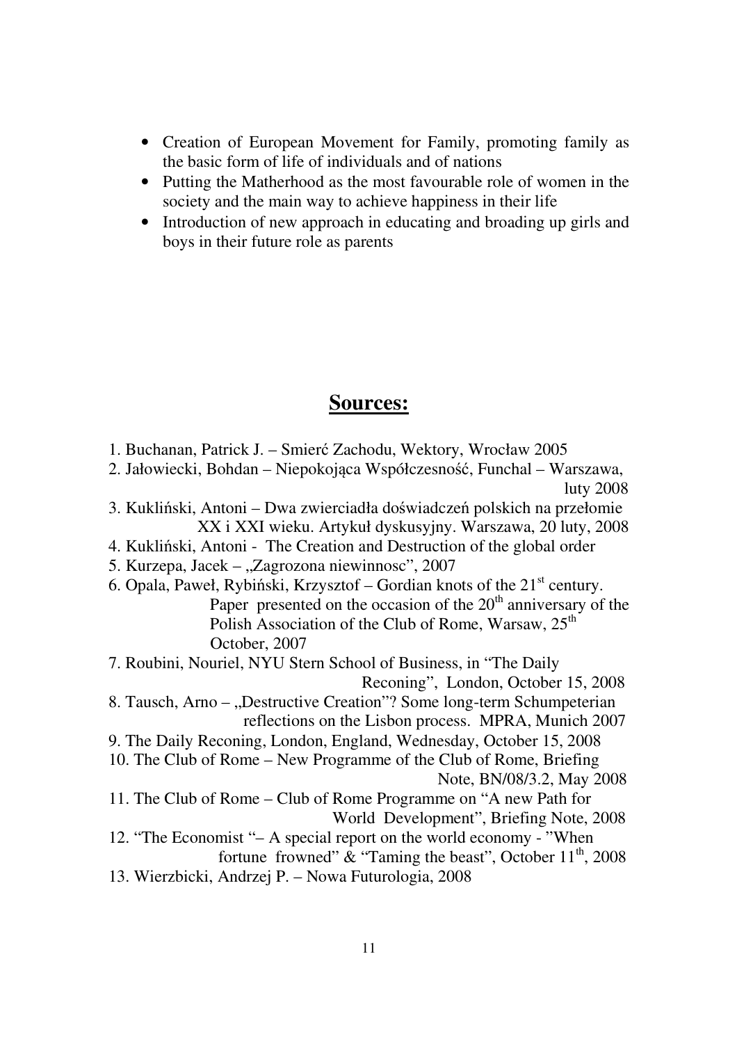- Creation of European Movement for Family, promoting family as the basic form of life of individuals and of nations
- Putting the Matherhood as the most favourable role of women in the society and the main way to achieve happiness in their life
- Introduction of new approach in educating and broading up girls and boys in their future role as parents

## **Sources:**

1. Buchanan, Patrick J. – Smierć Zachodu, Wektory, Wrocław 2005
2. Jałowiecki, Bohdan – Niepokojąca Współczesność, Funchal – Warszawa, luty 2008
3. Kukliński, Antoni – Dwa zwierciadła doświadczeń polskich na przełomie XX i XXI wieku. Artykuł dyskusyjny. Warszawa, 20 luty, 2008
4. Kukliński, Antoni - The Creation and Destruction of the global order
5. Kurzepa, Jacek – „Zagrozona niewinnosc", 2007
6. Opala, Paweł, Rybiński, Krzysztof – Gordian knots of the 21st century. Paper presented on the occasion of the 20th anniversary of the Polish Association of the Club of Rome, Warsaw, 25th October, 2007
7. Roubini, Nouriel, NYU Stern School of Business, in "The Daily Reconing", London, October 15, 2008
8. Tausch, Arno – „Destructive Creation"? Some long-term Schumpeterian reflections on the Lisbon process. MPRA, Munich 2007
9. The Daily Reconing, London, England, Wednesday, October 15, 2008
10. The Club of Rome – New Programme of the Club of Rome, Briefing Note, BN/08/3.2, May 2008
11. The Club of Rome – Club of Rome Programme on "A new Path for World Development", Briefing Note, 2008
12. "The Economist "– A special report on the world economy - "When fortune frowned" & "Taming the beast", October 11th, 2008
13. Wierzbicki, Andrzej P. – Nowa Futurologia, 2008